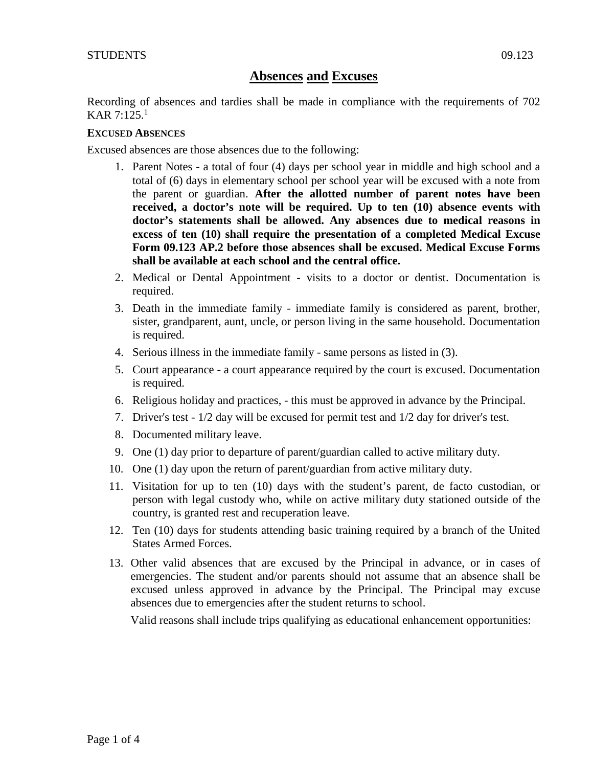STUDENTS 09.123

# Absences and Excuses

Recording of absences and tardies shall be made in compliance with the requirements of 702 KAR 7:125.[1]

**EXCUSED ABSENCES**

Excused absences are those absences due to the following:

1. Parent Notes - a total of four (4) days per school year in middle and high school and a total of (6) days in elementary school per school year will be excused with a note from the parent or guardian. **After the allotted number of parent notes have been received, a doctor's note will be required. Up to ten (10) absence events with doctor's statements shall be allowed. Any absences due to medical reasons in excess of ten (10) shall require the presentation of a completed Medical Excuse Form 09.123 AP.2 before those absences shall be excused. Medical Excuse Forms shall be available at each school and the central office.**
2. Medical or Dental Appointment - visits to a doctor or dentist. Documentation is required.
3. Death in the immediate family - immediate family is considered as parent, brother, sister, grandparent, aunt, uncle, or person living in the same household. Documentation is required.
4. Serious illness in the immediate family - same persons as listed in (3).
5. Court appearance - a court appearance required by the court is excused. Documentation is required.
6. Religious holiday and practices, - this must be approved in advance by the Principal.
7. Driver's test - 1/2 day will be excused for permit test and 1/2 day for driver's test.
8. Documented military leave.
9. One (1) day prior to departure of parent/guardian called to active military duty.
10. One (1) day upon the return of parent/guardian from active military duty.
11. Visitation for up to ten (10) days with the student's parent, de facto custodian, or person with legal custody who, while on active military duty stationed outside of the country, is granted rest and recuperation leave.
12. Ten (10) days for students attending basic training required by a branch of the United States Armed Forces.
13. Other valid absences that are excused by the Principal in advance, or in cases of emergencies. The student and/or parents should not assume that an absence shall be excused unless approved in advance by the Principal. The Principal may excuse absences due to emergencies after the student returns to school.

    Valid reasons shall include trips qualifying as educational enhancement opportunities: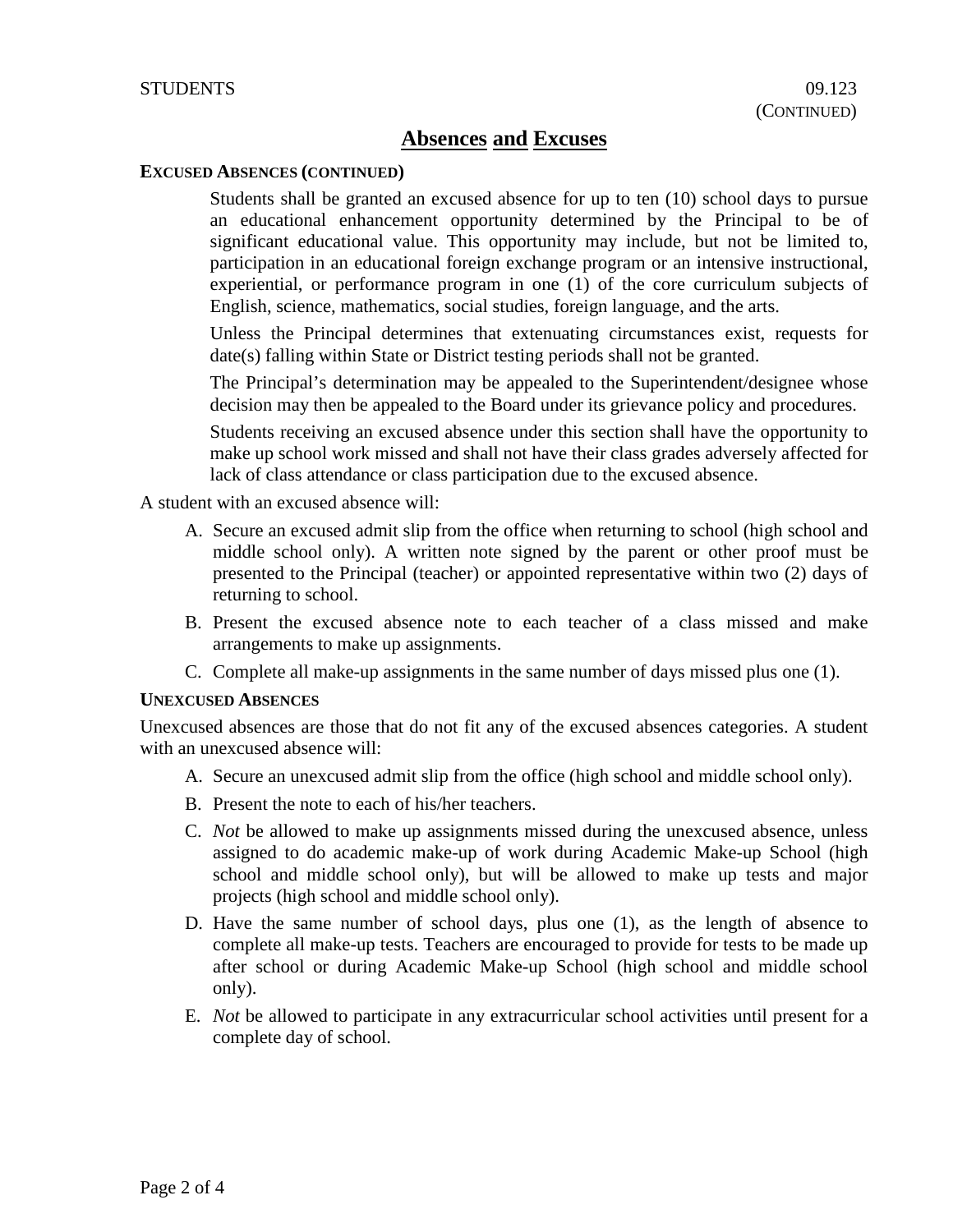# Absences and Excuses

**EXCUSED ABSENCES (CONTINUED)**

Students shall be granted an excused absence for up to ten (10) school days to pursue an educational enhancement opportunity determined by the Principal to be of significant educational value. This opportunity may include, but not be limited to, participation in an educational foreign exchange program or an intensive instructional, experiential, or performance program in one (1) of the core curriculum subjects of English, science, mathematics, social studies, foreign language, and the arts.

Unless the Principal determines that extenuating circumstances exist, requests for date(s) falling within State or District testing periods shall not be granted.

The Principal's determination may be appealed to the Superintendent/designee whose decision may then be appealed to the Board under its grievance policy and procedures.

Students receiving an excused absence under this section shall have the opportunity to make up school work missed and shall not have their class grades adversely affected for lack of class attendance or class participation due to the excused absence.

A student with an excused absence will:

A. Secure an excused admit slip from the office when returning to school (high school and middle school only). A written note signed by the parent or other proof must be presented to the Principal (teacher) or appointed representative within two (2) days of returning to school.

B. Present the excused absence note to each teacher of a class missed and make arrangements to make up assignments.

C. Complete all make-up assignments in the same number of days missed plus one (1).

**UNEXCUSED ABSENCES**

Unexcused absences are those that do not fit any of the excused absences categories. A student with an unexcused absence will:

A. Secure an unexcused admit slip from the office (high school and middle school only).

B. Present the note to each of his/her teachers.

C. *Not* be allowed to make up assignments missed during the unexcused absence, unless assigned to do academic make-up of work during Academic Make-up School (high school and middle school only), but will be allowed to make up tests and major projects (high school and middle school only).

D. Have the same number of school days, plus one (1), as the length of absence to complete all make-up tests. Teachers are encouraged to provide for tests to be made up after school or during Academic Make-up School (high school and middle school only).

E. *Not* be allowed to participate in any extracurricular school activities until present for a complete day of school.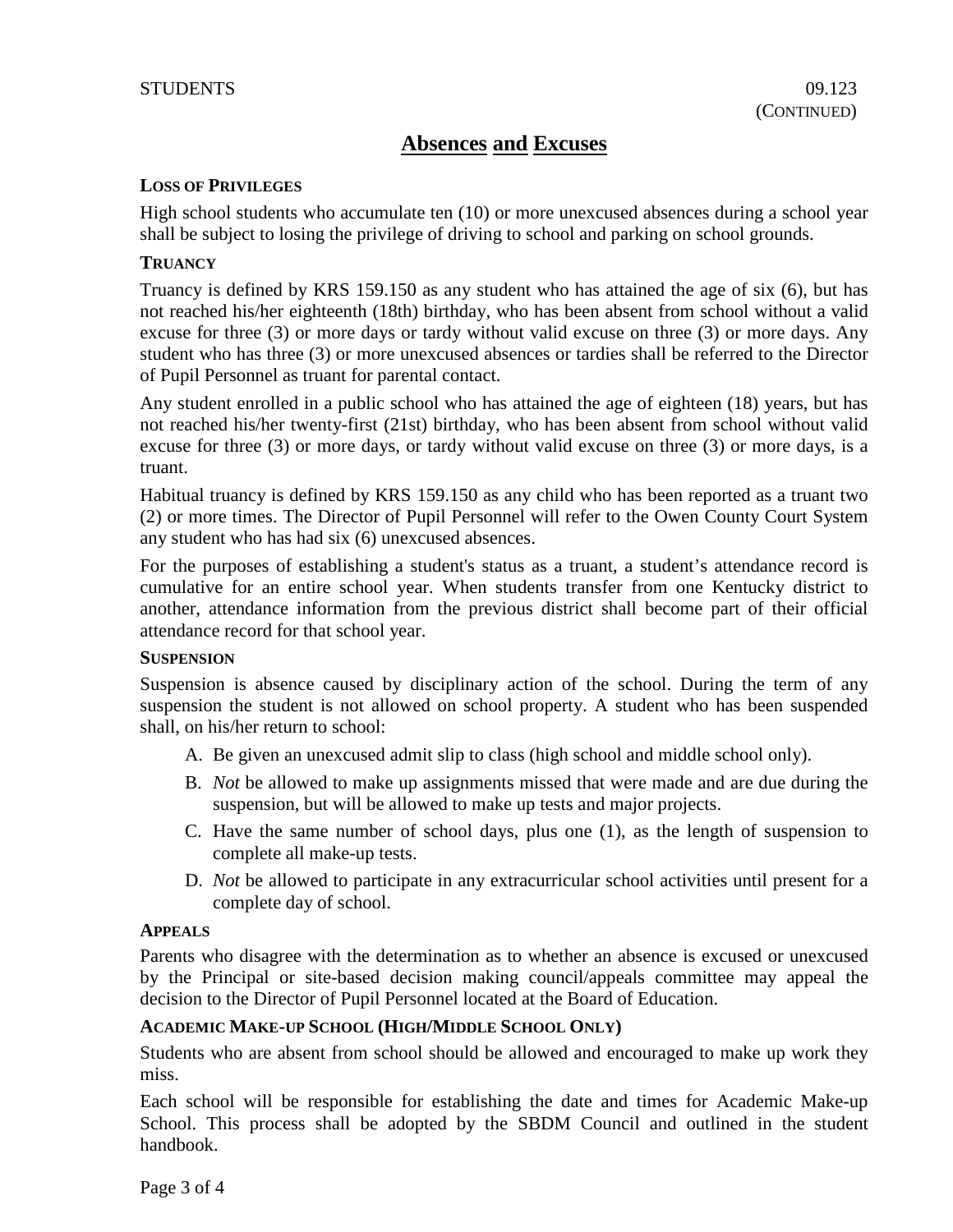# Absences and Excuses

### Loss of Privileges

High school students who accumulate ten (10) or more unexcused absences during a school year shall be subject to losing the privilege of driving to school and parking on school grounds.

### Truancy

Truancy is defined by KRS 159.150 as any student who has attained the age of six (6), but has not reached his/her eighteenth (18th) birthday, who has been absent from school without a valid excuse for three (3) or more days or tardy without valid excuse on three (3) or more days. Any student who has three (3) or more unexcused absences or tardies shall be referred to the Director of Pupil Personnel as truant for parental contact.

Any student enrolled in a public school who has attained the age of eighteen (18) years, but has not reached his/her twenty-first (21st) birthday, who has been absent from school without valid excuse for three (3) or more days, or tardy without valid excuse on three (3) or more days, is a truant.

Habitual truancy is defined by KRS 159.150 as any child who has been reported as a truant two (2) or more times. The Director of Pupil Personnel will refer to the Owen County Court System any student who has had six (6) unexcused absences.

For the purposes of establishing a student's status as a truant, a student's attendance record is cumulative for an entire school year. When students transfer from one Kentucky district to another, attendance information from the previous district shall become part of their official attendance record for that school year.

### Suspension

Suspension is absence caused by disciplinary action of the school. During the term of any suspension the student is not allowed on school property. A student who has been suspended shall, on his/her return to school:

A. Be given an unexcused admit slip to class (high school and middle school only).
B. *Not* be allowed to make up assignments missed that were made and are due during the suspension, but will be allowed to make up tests and major projects.
C. Have the same number of school days, plus one (1), as the length of suspension to complete all make-up tests.
D. *Not* be allowed to participate in any extracurricular school activities until present for a complete day of school.

### Appeals

Parents who disagree with the determination as to whether an absence is excused or unexcused by the Principal or site-based decision making council/appeals committee may appeal the decision to the Director of Pupil Personnel located at the Board of Education.

### Academic Make-up School (High/Middle School Only)

Students who are absent from school should be allowed and encouraged to make up work they miss.

Each school will be responsible for establishing the date and times for Academic Make-up School. This process shall be adopted by the SBDM Council and outlined in the student handbook.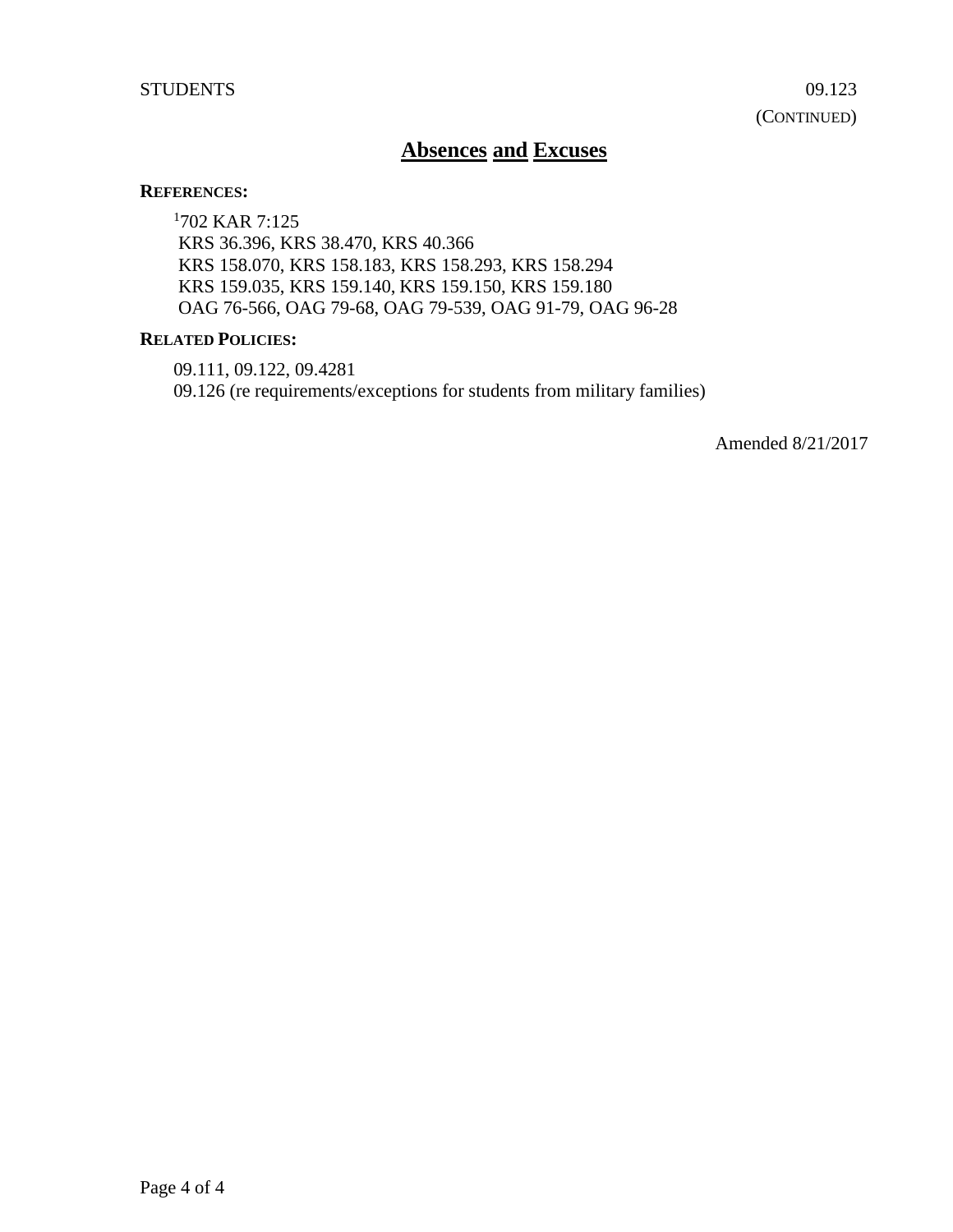# Absences and Excuses

**REFERENCES:**

[1]702 KAR 7:125
KRS 36.396, KRS 38.470, KRS 40.366
KRS 158.070, KRS 158.183, KRS 158.293, KRS 158.294
KRS 159.035, KRS 159.140, KRS 159.150, KRS 159.180
OAG 76-566, OAG 79-68, OAG 79-539, OAG 91-79, OAG 96-28

**RELATED POLICIES:**

09.111, 09.122, 09.4281
09.126 (re requirements/exceptions for students from military families)

Amended 8/21/2017